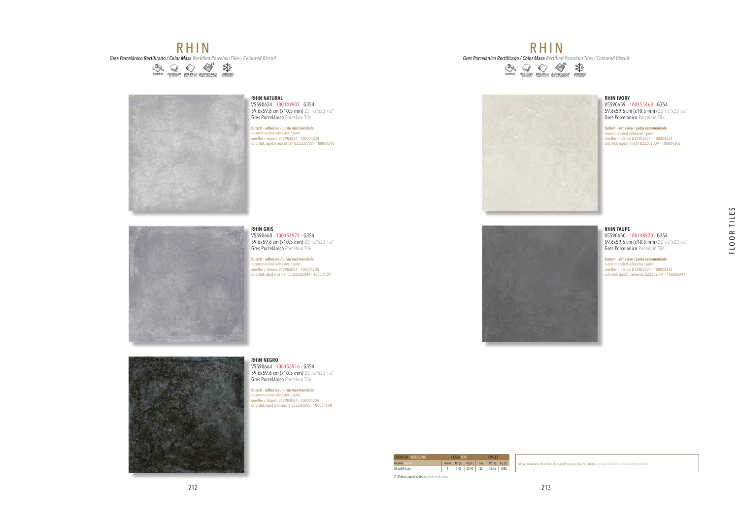# RHIN

*Gres Porcelánico Rectificado / Color Masa* *Rectified Porcelain Tiles / Coloured Biscuit*

STON-KER · RECTIFICADO RECTIFIED · MATE-BRILLO MATT-GLOSS · DESTONIFICACION TONAL VARIATION V3 · EXTERIORES EXTERIORS

**RHIN NATURAL**
V5590654 - 100149907 - G354
59.6x59.6 cm (x10.5 mm) 23 1/2"x23 1/2"
Gres Porcelánico Porcelain Tile

**butech - adhesivo / junta recomendado**
recommended adhesive / joint
one-flex n blanco B12903004 - 100004234
colorstuk rapid n manhattan B22502002 - 100004295

**RHIN GRIS**
V5590660 - 100151974 - G354
59.6x59.6 cm (x10.5 mm) 23 1/2"x23 1/2"
Gres Porcelánico Porcelain Tile

**butech - adhesivo / junta recomendado**
recommended adhesive / joint
one-flex n blanco B12903004 - 100004234
colorstuk rapid n cemento B22502004 - 100004297

**RHIN NEGRO**
V5590664 - 100153916 - G354
59.6x59.6 cm (x10.5 mm) 23 1/2"x23 1/2"
Gres Porcelánico Porcelain Tile

**butech - adhesivo / junta recomendado**
recommended adhesive / joint
one-flex n blanco B12903004 - 100004234
colorstuk rapid n antracita B22502005 - 100004298

# RHIN

*Gres Porcelánico Rectificado / Color Masa* *Rectified Porcelain Tiles / Coloured Biscuit*

STON-KER · RECTIFICADO RECTIFIED · MATE-BRILLO MATT-GLOSS · DESTONIFICACION TONAL VARIATION V3 · EXTERIORES EXTERIORS

**RHIN IVORY**
V5590659 - 100151468 - G354
59.6x59.6 cm (x10.5 mm) 23 1/2"x23 1/2"
Gres Porcelánico Porcelain Tile

**butech - adhesivo / junta recomendado**
recommended adhesive / joint
one-flex n blanco B12903004 - 100004234
colorstuk rapid n marfil B22502009 - 100004302

**RHIN TAUPE**
V5590650 - 100148920 - G354
59.6x59.6 cm (x10.5 mm) 23 1/2"x23 1/2"
Gres Porcelánico Porcelain Tile

**butech - adhesivo / junta recomendado**
recommended adhesive / joint
one-flex n blanco B12903004 - 100004234
colorstuk rapid n cemento B22502004 - 100004297

| EMBALAJE PACKAGING | x CAJA BOX | | | x PALET | | |
|---|---|---|---|---|---|---|
| Modelo Model | Piezas | M² (1) | Kg (1) | Box | M² (1) | Kg (1) |
| 59.6x59.6 cm | 4 | 1.42 | 33.92 | 32 | 45.46 | 1085 |

(1) Valores aproximados Approximated values

utilizar materiales de colocación específicos para Gres Porcelánico use specific Porcelain Tiles setting materials

FLOOR TILES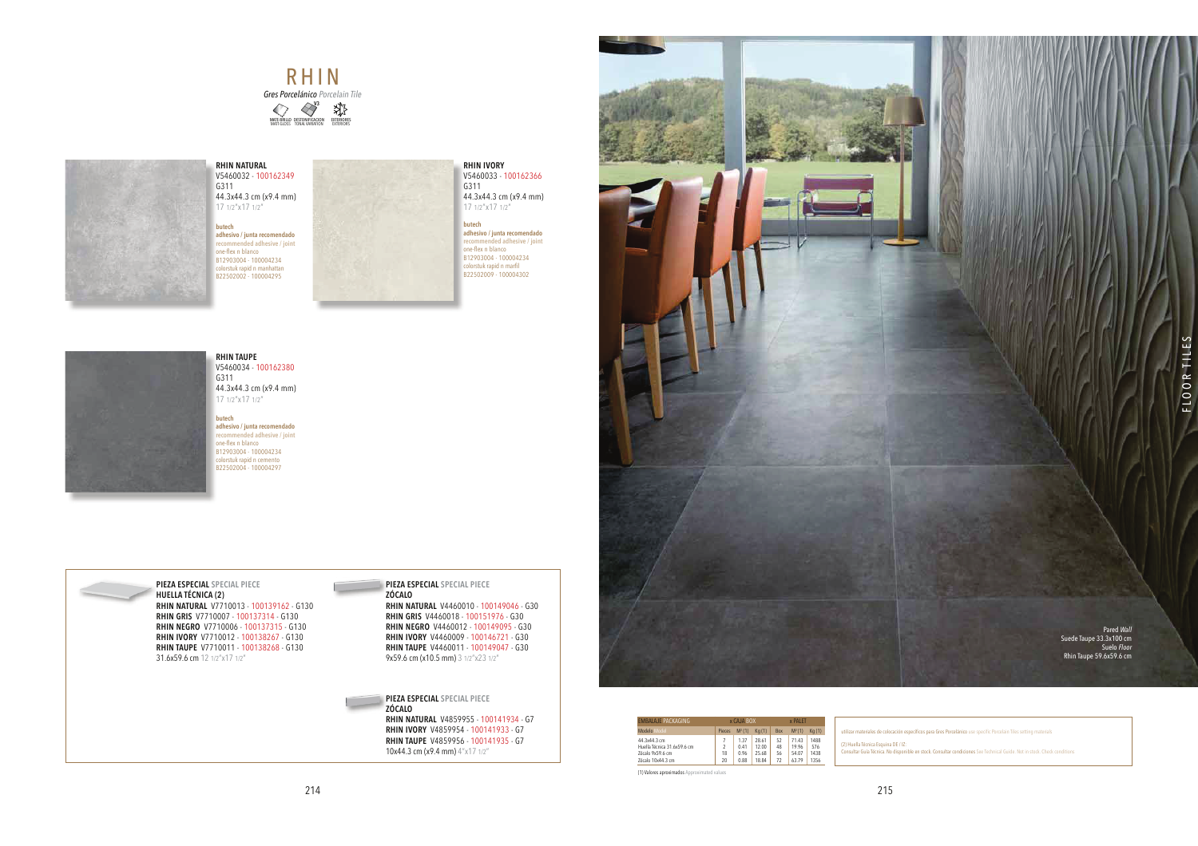# RHIN

*Gres Porcelánico* *Porcelain Tile*

MATE-BRILLO MATT-GLOSS · DESTONIFICACIÓN TONAL VARIATION V3 · EXTERIORES EXTERIORS

**RHIN NATURAL**
V5460032 - 100162349
G311
44.3x44.3 cm (x9.4 mm)
17 1/2"x17 1/2"

**butech**
**adhesivo / junta recomendado**
recommended adhesive / joint
one-flex n blanco
B12903004 - 100004234
colorstuk rapid n manhattan
B22502002 - 100004295

**RHIN IVORY**
V5460033 - 100162366
G311
44.3x44.3 cm (x9.4 mm)
17 1/2"x17 1/2"

**butech**
**adhesivo / junta recomendado**
recommended adhesive / joint
one-flex n blanco
B12903004 - 100004234
colorstuk rapid n marfil
B22502009 - 100004302

**RHIN TAUPE**
V5460034 - 100162380
G311
44.3x44.3 cm (x9.4 mm)
17 1/2"x17 1/2"

**butech**
**adhesivo / junta recomendado**
recommended adhesive / joint
one-flex n blanco
B12903004 - 100004234
colorstuk rapid n cemento
B22502004 - 100004297

**PIEZA ESPECIAL** SPECIAL PIECE
**HUELLA TÉCNICA (2)**
**RHIN NATURAL** V7710013 - 100139162 - G130
**RHIN GRIS** V7710007 - 100137314 - G130
**RHIN NEGRO** V7710006 - 100137315 - G130
**RHIN IVORY** V7710012 - 100138267 - G130
**RHIN TAUPE** V7710011 - 100138268 - G130
31.6x59.6 cm 12 1/2"x17 1/2"

**PIEZA ESPECIAL** SPECIAL PIECE
**ZÓCALO**
**RHIN NATURAL** V4460010 - 100149046 - G30
**RHIN GRIS** V4460018 - 100151976 - G30
**RHIN NEGRO** V4460012 - 100149095 - G30
**RHIN IVORY** V4460009 - 100146721 - G30
**RHIN TAUPE** V4460011 - 100149047 - G30
9x59.6 cm (x10.5 mm) 3 1/2"x23 1/2"

**PIEZA ESPECIAL** SPECIAL PIECE
**ZÓCALO**
**RHIN NATURAL** V4859955 - 100141934 - G7
**RHIN IVORY** V4859954 - 100141933 - G7
**RHIN TAUPE** V4859956 - 100141935 - G7
10x44.3 cm (x9.4 mm) 4"x17 1/2"

Pared *Wall*
Suede Taupe 33.3x100 cm
Suelo *Floor*
Rhin Taupe 59.6x59.6 cm

FLOOR TILES

| EMBALAJE PACKAGING | x CAJA BOX | | | x PALET | | |
|---|---|---|---|---|---|---|
| Modelo Model | Pieces | M² (1) | Kg (1) | Box | M² (1) | Kg (1) |
| 44.3x44.3 cm | 7 | 1.37 | 28.61 | 52 | 71.43 | 1488 |
| Huella Técnica 31.6x59.6 cm | 2 | 0.41 | 12.00 | 48 | 19.96 | 576 |
| Zócalo 9x59.6 cm | 18 | 0.96 | 25.68 | 56 | 54.07 | 1438 |
| Zócalo 10x44.3 cm | 20 | 0.88 | 18.84 | 72 | 63.79 | 1356 |

(1) Valores aproximados Approximated values

utilizar materiales de colocación específicos para Gres Porcelánico use specific Porcelain Tiles setting materials

(2) Huella Técnica Esquina DE / IZ.
Consultar Guía Técnica. No disponible en stock. Consultar condiciones See Technical Guide. Not in stock. Check conditions